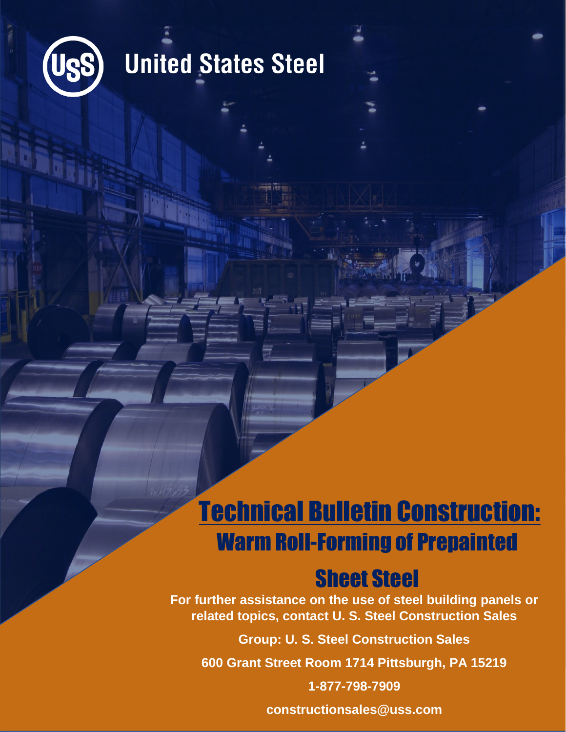United States Steel

# Technical Bulletin Construction:

## Warm Roll-Forming of Prepainted Sheet Steel

**For further assistance on the use of steel building panels or related topics, contact U. S. Steel Construction Sales**

**Group: U. S. Steel Construction Sales**

**600 Grant Street Room 1714 Pittsburgh, PA 15219**

**1-877-798-7909**

**constructionsales@uss.com**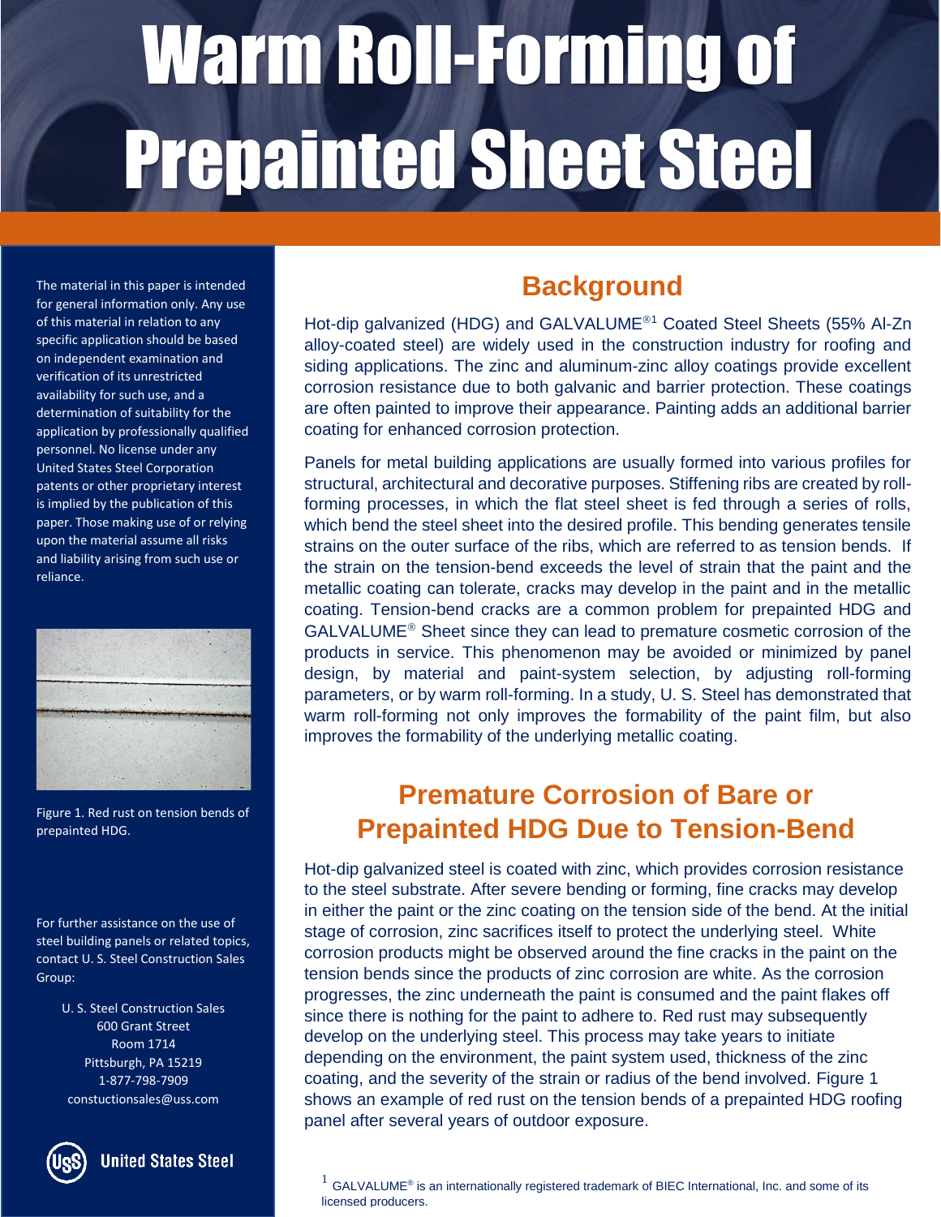# Warm Roll-Forming of Prepainted Sheet Steel

The material in this paper is intended for general information only. Any use of this material in relation to any specific application should be based on independent examination and verification of its unrestricted availability for such use, and a determination of suitability for the application by professionally qualified personnel. No license under any United States Steel Corporation patents or other proprietary interest is implied by the publication of this paper. Those making use of or relying upon the material assume all risks and liability arising from such use or reliance.

Figure 1. Red rust on tension bends of prepainted HDG.

For further assistance on the use of steel building panels or related topics, contact U. S. Steel Construction Sales Group:

U. S. Steel Construction Sales
600 Grant Street
Room 1714
Pittsburgh, PA 15219
1-877-798-7909
constuctionsales@uss.com

United States Steel

## Background

Hot-dip galvanized (HDG) and GALVALUME®[1] Coated Steel Sheets (55% Al-Zn alloy-coated steel) are widely used in the construction industry for roofing and siding applications. The zinc and aluminum-zinc alloy coatings provide excellent corrosion resistance due to both galvanic and barrier protection. These coatings are often painted to improve their appearance. Painting adds an additional barrier coating for enhanced corrosion protection.

Panels for metal building applications are usually formed into various profiles for structural, architectural and decorative purposes. Stiffening ribs are created by roll-forming processes, in which the flat steel sheet is fed through a series of rolls, which bend the steel sheet into the desired profile. This bending generates tensile strains on the outer surface of the ribs, which are referred to as tension bends. If the strain on the tension-bend exceeds the level of strain that the paint and the metallic coating can tolerate, cracks may develop in the paint and in the metallic coating. Tension-bend cracks are a common problem for prepainted HDG and GALVALUME® Sheet since they can lead to premature cosmetic corrosion of the products in service. This phenomenon may be avoided or minimized by panel design, by material and paint-system selection, by adjusting roll-forming parameters, or by warm roll-forming. In a study, U. S. Steel has demonstrated that warm roll-forming not only improves the formability of the paint film, but also improves the formability of the underlying metallic coating.

## Premature Corrosion of Bare or Prepainted HDG Due to Tension-Bend

Hot-dip galvanized steel is coated with zinc, which provides corrosion resistance to the steel substrate. After severe bending or forming, fine cracks may develop in either the paint or the zinc coating on the tension side of the bend. At the initial stage of corrosion, zinc sacrifices itself to protect the underlying steel. White corrosion products might be observed around the fine cracks in the paint on the tension bends since the products of zinc corrosion are white. As the corrosion progresses, the zinc underneath the paint is consumed and the paint flakes off since there is nothing for the paint to adhere to. Red rust may subsequently develop on the underlying steel. This process may take years to initiate depending on the environment, the paint system used, thickness of the zinc coating, and the severity of the strain or radius of the bend involved. Figure 1 shows an example of red rust on the tension bends of a prepainted HDG roofing panel after several years of outdoor exposure.

[1] GALVALUME® is an internationally registered trademark of BIEC International, Inc. and some of its licensed producers.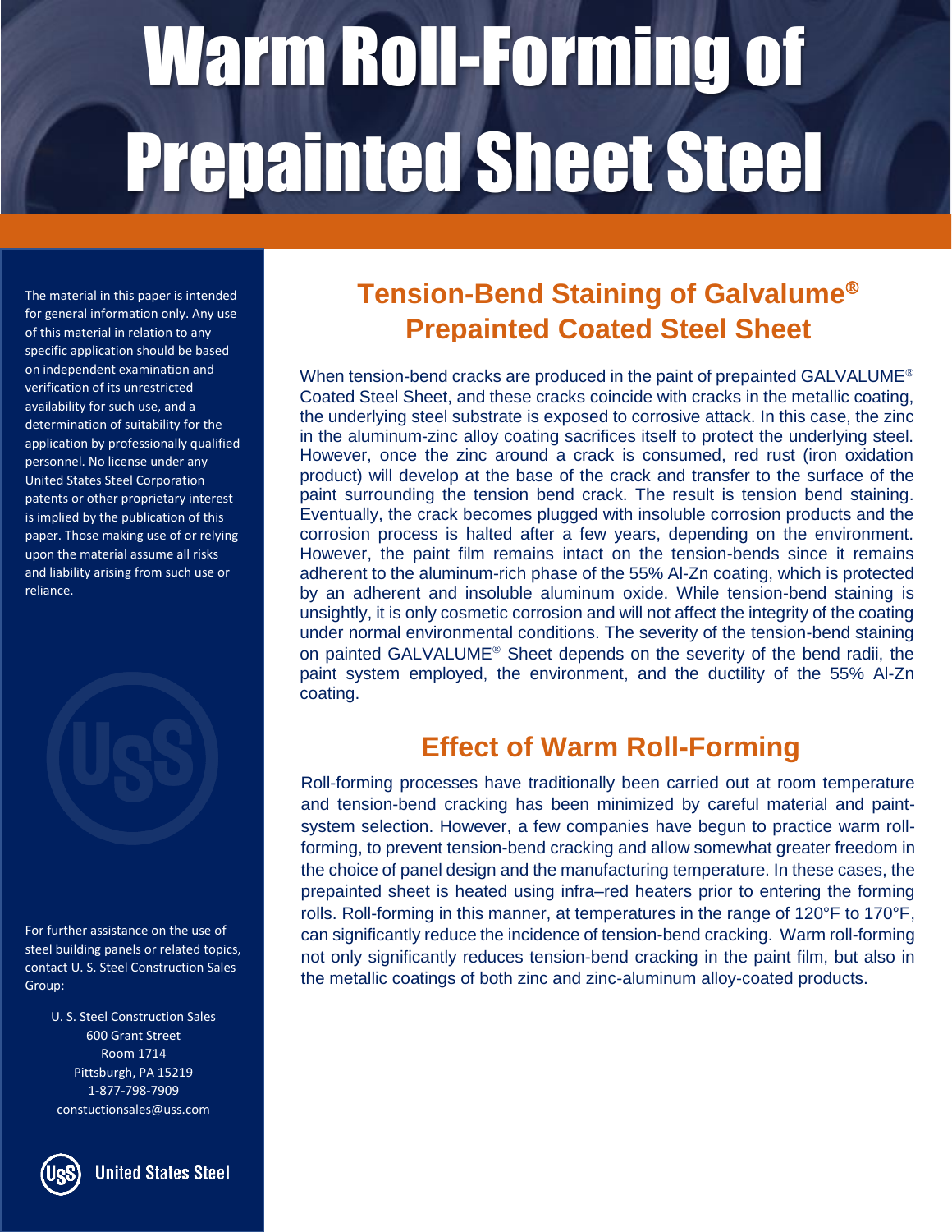# Warm Roll-Forming of Prepainted Sheet Steel

The material in this paper is intended for general information only. Any use of this material in relation to any specific application should be based on independent examination and verification of its unrestricted availability for such use, and a determination of suitability for the application by professionally qualified personnel. No license under any United States Steel Corporation patents or other proprietary interest is implied by the publication of this paper. Those making use of or relying upon the material assume all risks and liability arising from such use or reliance.

For further assistance on the use of steel building panels or related topics, contact U. S. Steel Construction Sales Group:

U. S. Steel Construction Sales
600 Grant Street
Room 1714
Pittsburgh, PA 15219
1-877-798-7909
constuctionsales@uss.com

United States Steel

## Tension-Bend Staining of Galvalume® Prepainted Coated Steel Sheet

When tension-bend cracks are produced in the paint of prepainted GALVALUME® Coated Steel Sheet, and these cracks coincide with cracks in the metallic coating, the underlying steel substrate is exposed to corrosive attack. In this case, the zinc in the aluminum-zinc alloy coating sacrifices itself to protect the underlying steel. However, once the zinc around a crack is consumed, red rust (iron oxidation product) will develop at the base of the crack and transfer to the surface of the paint surrounding the tension bend crack. The result is tension bend staining. Eventually, the crack becomes plugged with insoluble corrosion products and the corrosion process is halted after a few years, depending on the environment. However, the paint film remains intact on the tension-bends since it remains adherent to the aluminum-rich phase of the 55% Al-Zn coating, which is protected by an adherent and insoluble aluminum oxide. While tension-bend staining is unsightly, it is only cosmetic corrosion and will not affect the integrity of the coating under normal environmental conditions. The severity of the tension-bend staining on painted GALVALUME® Sheet depends on the severity of the bend radii, the paint system employed, the environment, and the ductility of the 55% Al-Zn coating.

## Effect of Warm Roll-Forming

Roll-forming processes have traditionally been carried out at room temperature and tension-bend cracking has been minimized by careful material and paint-system selection. However, a few companies have begun to practice warm roll-forming, to prevent tension-bend cracking and allow somewhat greater freedom in the choice of panel design and the manufacturing temperature. In these cases, the prepainted sheet is heated using infra–red heaters prior to entering the forming rolls. Roll-forming in this manner, at temperatures in the range of 120°F to 170°F, can significantly reduce the incidence of tension-bend cracking. Warm roll-forming not only significantly reduces tension-bend cracking in the paint film, but also in the metallic coatings of both zinc and zinc-aluminum alloy-coated products.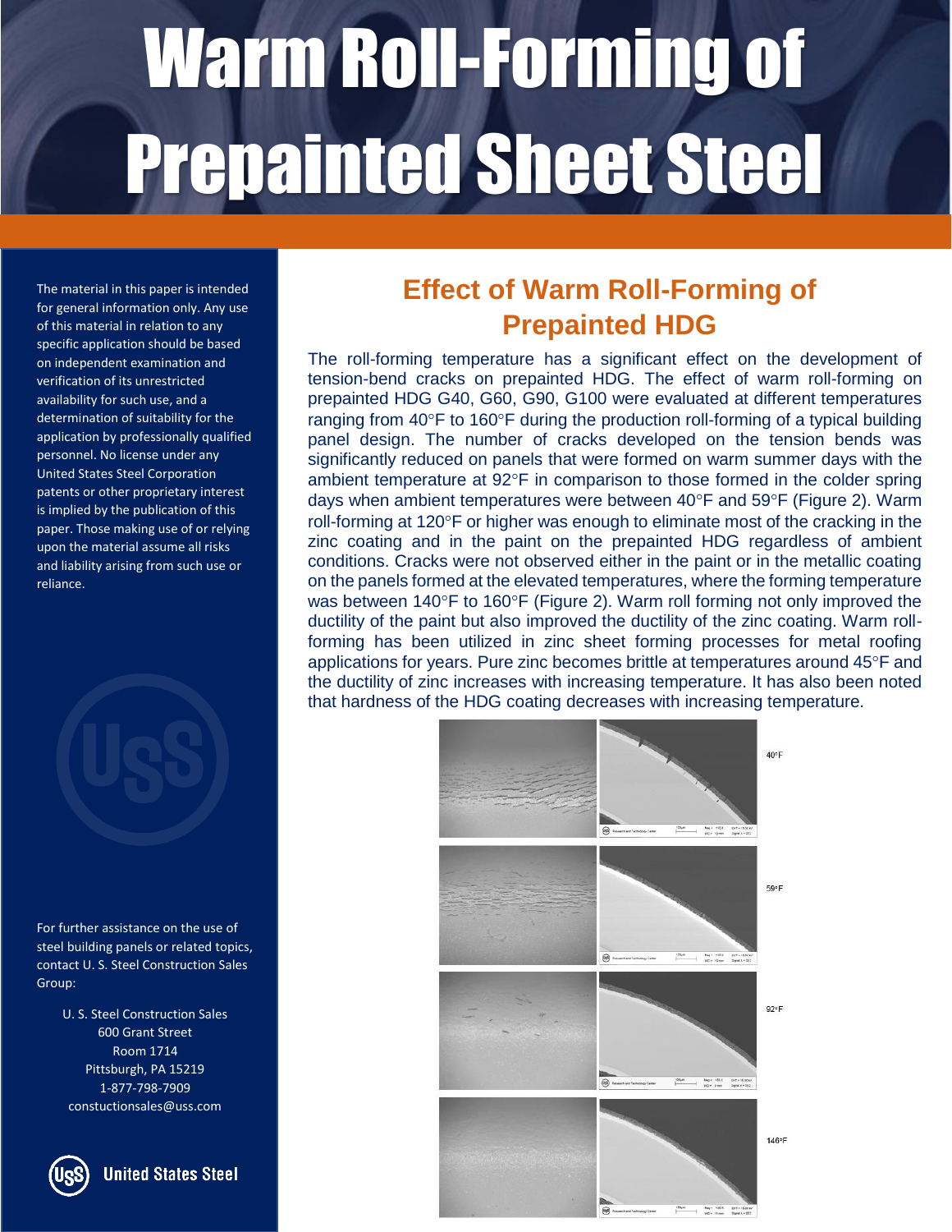# Warm Roll-Forming of Prepainted Sheet Steel

The material in this paper is intended for general information only. Any use of this material in relation to any specific application should be based on independent examination and verification of its unrestricted availability for such use, and a determination of suitability for the application by professionally qualified personnel. No license under any United States Steel Corporation patents or other proprietary interest is implied by the publication of this paper. Those making use of or relying upon the material assume all risks and liability arising from such use or reliance.

For further assistance on the use of steel building panels or related topics, contact U. S. Steel Construction Sales Group:

U. S. Steel Construction Sales
600 Grant Street
Room 1714
Pittsburgh, PA 15219
1-877-798-7909
constuctionsales@uss.com

United States Steel

## Effect of Warm Roll-Forming of Prepainted HDG

The roll-forming temperature has a significant effect on the development of tension-bend cracks on prepainted HDG. The effect of warm roll-forming on prepainted HDG G40, G60, G90, G100 were evaluated at different temperatures ranging from 40°F to 160°F during the production roll-forming of a typical building panel design. The number of cracks developed on the tension bends was significantly reduced on panels that were formed on warm summer days with the ambient temperature at 92°F in comparison to those formed in the colder spring days when ambient temperatures were between 40°F and 59°F (Figure 2). Warm roll-forming at 120°F or higher was enough to eliminate most of the cracking in the zinc coating and in the paint on the prepainted HDG regardless of ambient conditions. Cracks were not observed either in the paint or in the metallic coating on the panels formed at the elevated temperatures, where the forming temperature was between 140°F to 160°F (Figure 2). Warm roll forming not only improved the ductility of the paint but also improved the ductility of the zinc coating. Warm roll-forming has been utilized in zinc sheet forming processes for metal roofing applications for years. Pure zinc becomes brittle at temperatures around 45°F and the ductility of zinc increases with increasing temperature. It has also been noted that hardness of the HDG coating decreases with increasing temperature.

40°F

59°F

92°F

146°F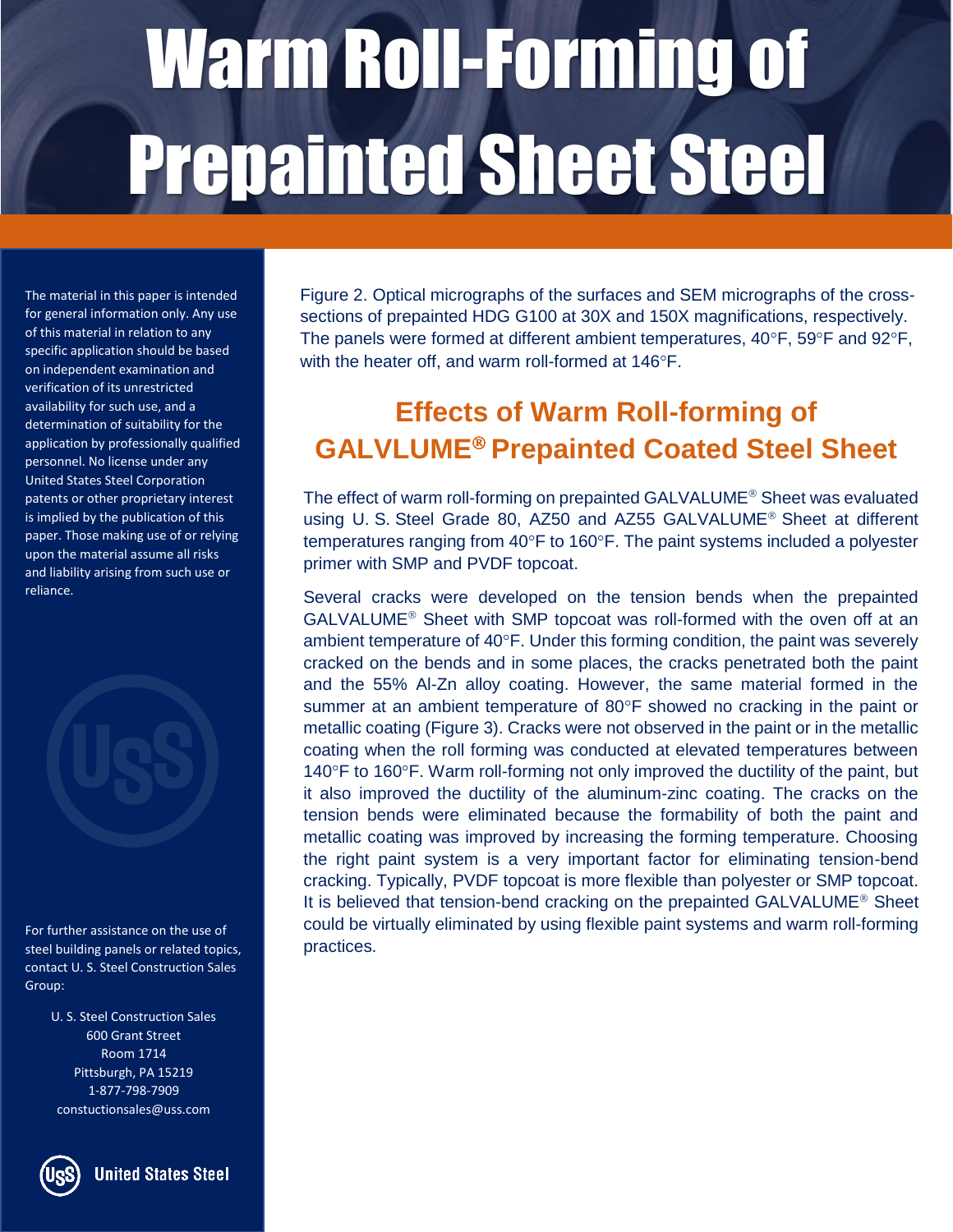# Warm Roll-Forming of Prepainted Sheet Steel

The material in this paper is intended for general information only. Any use of this material in relation to any specific application should be based on independent examination and verification of its unrestricted availability for such use, and a determination of suitability for the application by professionally qualified personnel. No license under any United States Steel Corporation patents or other proprietary interest is implied by the publication of this paper. Those making use of or relying upon the material assume all risks and liability arising from such use or reliance.

For further assistance on the use of steel building panels or related topics, contact U. S. Steel Construction Sales Group:

U. S. Steel Construction Sales
600 Grant Street
Room 1714
Pittsburgh, PA 15219
1-877-798-7909
constuctionsales@uss.com

United States Steel

Figure 2. Optical micrographs of the surfaces and SEM micrographs of the cross-sections of prepainted HDG G100 at 30X and 150X magnifications, respectively. The panels were formed at different ambient temperatures, 40°F, 59°F and 92°F, with the heater off, and warm roll-formed at 146°F.

## Effects of Warm Roll-forming of GALVLUME® Prepainted Coated Steel Sheet

The effect of warm roll-forming on prepainted GALVALUME® Sheet was evaluated using U. S. Steel Grade 80, AZ50 and AZ55 GALVALUME® Sheet at different temperatures ranging from 40°F to 160°F. The paint systems included a polyester primer with SMP and PVDF topcoat.

Several cracks were developed on the tension bends when the prepainted GALVALUME® Sheet with SMP topcoat was roll-formed with the oven off at an ambient temperature of 40°F. Under this forming condition, the paint was severely cracked on the bends and in some places, the cracks penetrated both the paint and the 55% Al-Zn alloy coating. However, the same material formed in the summer at an ambient temperature of 80°F showed no cracking in the paint or metallic coating (Figure 3). Cracks were not observed in the paint or in the metallic coating when the roll forming was conducted at elevated temperatures between 140°F to 160°F. Warm roll-forming not only improved the ductility of the paint, but it also improved the ductility of the aluminum-zinc coating. The cracks on the tension bends were eliminated because the formability of both the paint and metallic coating was improved by increasing the forming temperature. Choosing the right paint system is a very important factor for eliminating tension-bend cracking. Typically, PVDF topcoat is more flexible than polyester or SMP topcoat. It is believed that tension-bend cracking on the prepainted GALVALUME® Sheet could be virtually eliminated by using flexible paint systems and warm roll-forming practices.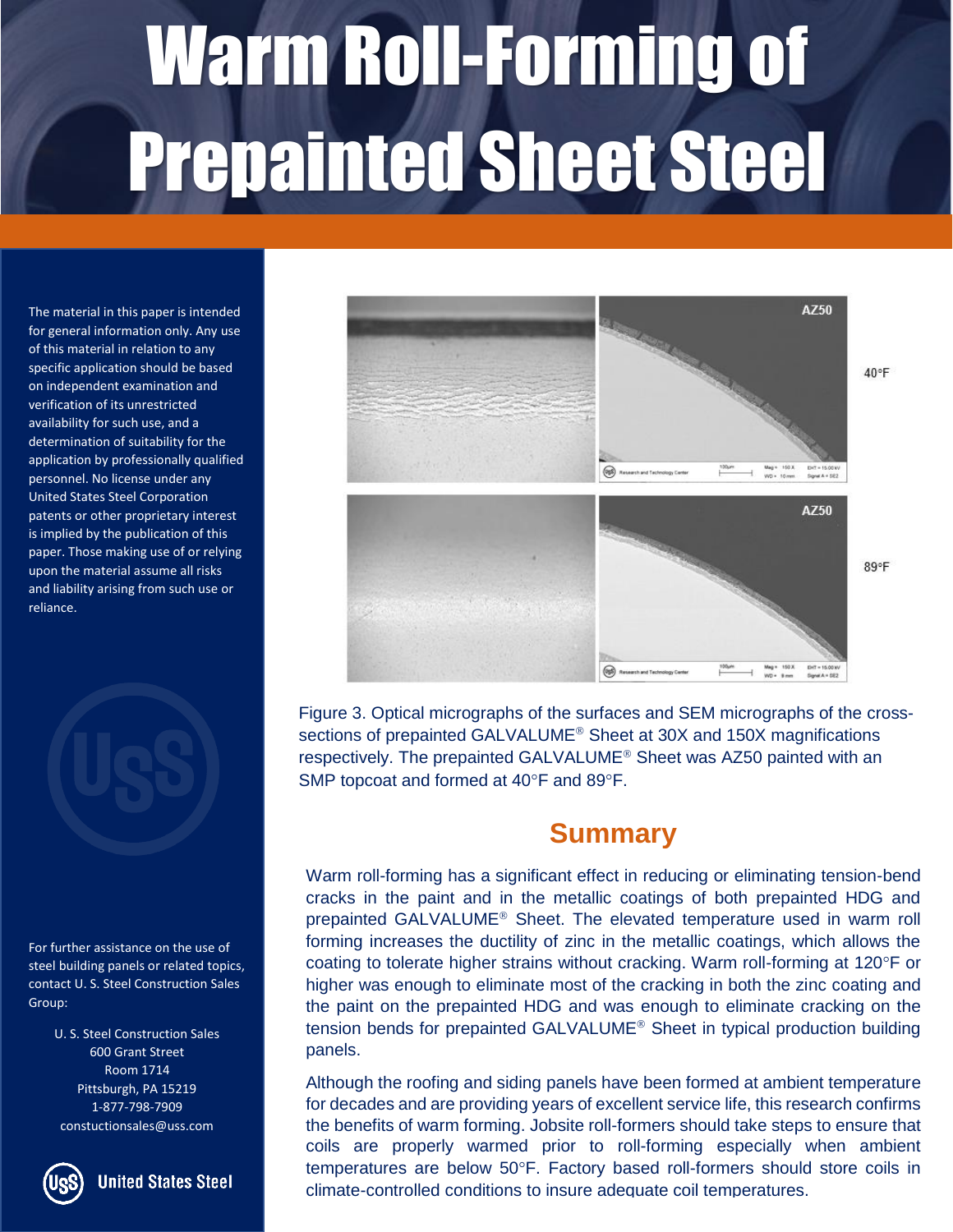# Warm Roll-Forming of Prepainted Sheet Steel

The material in this paper is intended for general information only. Any use of this material in relation to any specific application should be based on independent examination and verification of its unrestricted availability for such use, and a determination of suitability for the application by professionally qualified personnel. No license under any United States Steel Corporation patents or other proprietary interest is implied by the publication of this paper. Those making use of or relying upon the material assume all risks and liability arising from such use or reliance.

For further assistance on the use of steel building panels or related topics, contact U. S. Steel Construction Sales Group:

U. S. Steel Construction Sales
600 Grant Street
Room 1714
Pittsburgh, PA 15219
1-877-798-7909
constuctionsales@uss.com

United States Steel

AZ50

40°F

AZ50

89°F

Figure 3. Optical micrographs of the surfaces and SEM micrographs of the cross-sections of prepainted GALVALUME® Sheet at 30X and 150X magnifications respectively. The prepainted GALVALUME® Sheet was AZ50 painted with an SMP topcoat and formed at 40°F and 89°F.

## Summary

Warm roll-forming has a significant effect in reducing or eliminating tension-bend cracks in the paint and in the metallic coatings of both prepainted HDG and prepainted GALVALUME® Sheet. The elevated temperature used in warm roll forming increases the ductility of zinc in the metallic coatings, which allows the coating to tolerate higher strains without cracking. Warm roll-forming at 120°F or higher was enough to eliminate most of the cracking in both the zinc coating and the paint on the prepainted HDG and was enough to eliminate cracking on the tension bends for prepainted GALVALUME® Sheet in typical production building panels.

Although the roofing and siding panels have been formed at ambient temperature for decades and are providing years of excellent service life, this research confirms the benefits of warm forming. Jobsite roll-formers should take steps to ensure that coils are properly warmed prior to roll-forming especially when ambient temperatures are below 50°F. Factory based roll-formers should store coils in climate-controlled conditions to insure adequate coil temperatures.